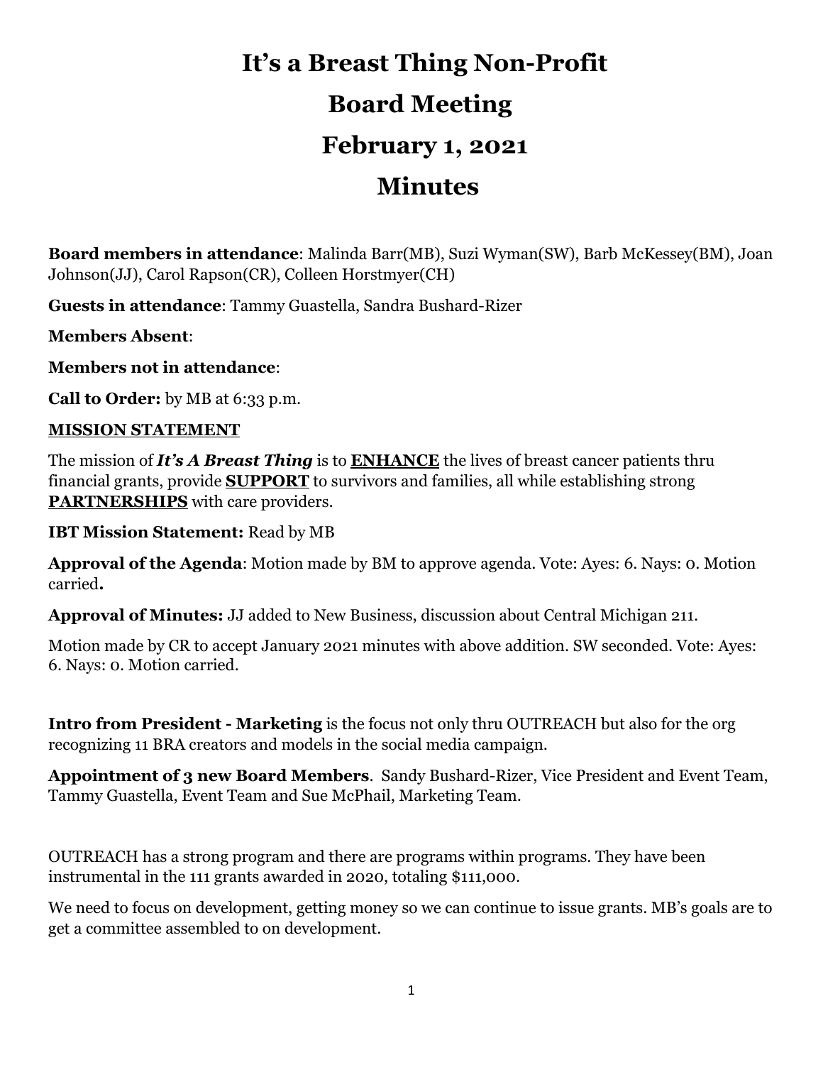# It's a Breast Thing Non-Profit

# Board Meeting

# February 1, 2021

# Minutes

**Board members in attendance**: Malinda Barr(MB), Suzi Wyman(SW), Barb McKessey(BM), Joan Johnson(JJ), Carol Rapson(CR), Colleen Horstmyer(CH)

**Guests in attendance**: Tammy Guastella, Sandra Bushard-Rizer

**Members Absent**:

**Members not in attendance**:

**Call to Order:** by MB at 6:33 p.m.

**MISSION STATEMENT**

The mission of ***It's A Breast Thing*** is to **ENHANCE** the lives of breast cancer patients thru financial grants, provide **SUPPORT** to survivors and families, all while establishing strong **PARTNERSHIPS** with care providers.

**IBT Mission Statement:** Read by MB

**Approval of the Agenda**: Motion made by BM to approve agenda. Vote: Ayes: 6. Nays: 0. Motion carried**.**

**Approval of Minutes:** JJ added to New Business, discussion about Central Michigan 211.

Motion made by CR to accept January 2021 minutes with above addition. SW seconded. Vote: Ayes: 6. Nays: 0. Motion carried.

**Intro from President - Marketing** is the focus not only thru OUTREACH but also for the org recognizing 11 BRA creators and models in the social media campaign.

**Appointment of 3 new Board Members**. Sandy Bushard-Rizer, Vice President and Event Team, Tammy Guastella, Event Team and Sue McPhail, Marketing Team.

OUTREACH has a strong program and there are programs within programs. They have been instrumental in the 111 grants awarded in 2020, totaling $111,000.

We need to focus on development, getting money so we can continue to issue grants. MB's goals are to get a committee assembled to on development.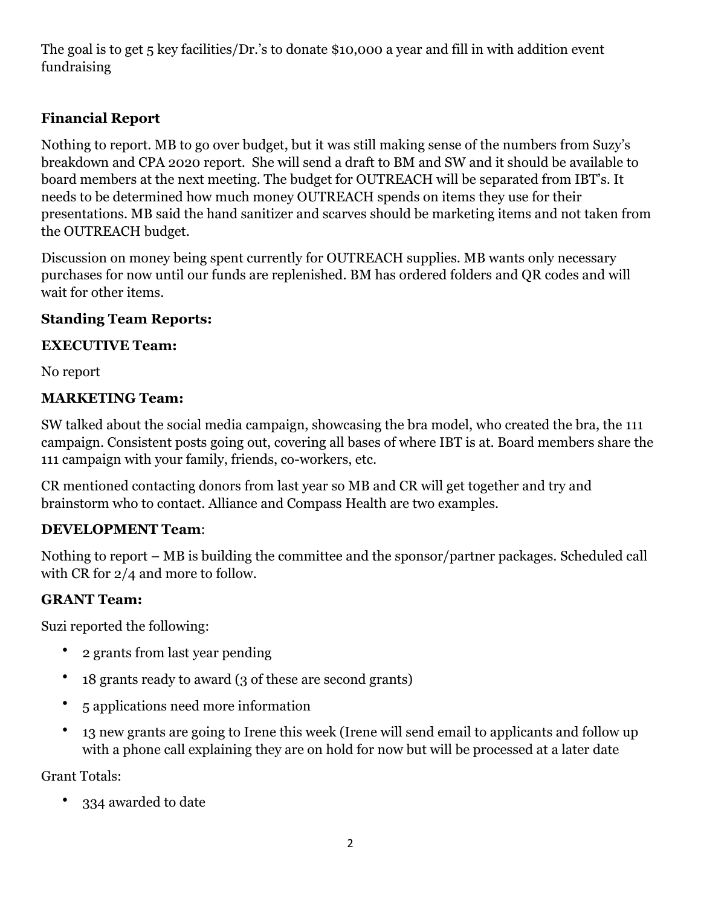The goal is to get 5 key facilities/Dr.'s to donate $10,000 a year and fill in with addition event fundraising

**Financial Report**

Nothing to report. MB to go over budget, but it was still making sense of the numbers from Suzy's breakdown and CPA 2020 report. She will send a draft to BM and SW and it should be available to board members at the next meeting. The budget for OUTREACH will be separated from IBT's. It needs to be determined how much money OUTREACH spends on items they use for their presentations. MB said the hand sanitizer and scarves should be marketing items and not taken from the OUTREACH budget.

Discussion on money being spent currently for OUTREACH supplies. MB wants only necessary purchases for now until our funds are replenished. BM has ordered folders and QR codes and will wait for other items.

**Standing Team Reports:**

**EXECUTIVE Team:**

No report

**MARKETING Team:**

SW talked about the social media campaign, showcasing the bra model, who created the bra, the 111 campaign. Consistent posts going out, covering all bases of where IBT is at. Board members share the 111 campaign with your family, friends, co-workers, etc.

CR mentioned contacting donors from last year so MB and CR will get together and try and brainstorm who to contact. Alliance and Compass Health are two examples.

**DEVELOPMENT Team**:

Nothing to report – MB is building the committee and the sponsor/partner packages. Scheduled call with CR for 2/4 and more to follow.

**GRANT Team:**

Suzi reported the following:

- 2 grants from last year pending
- 18 grants ready to award (3 of these are second grants)
- 5 applications need more information
- 13 new grants are going to Irene this week (Irene will send email to applicants and follow up with a phone call explaining they are on hold for now but will be processed at a later date

Grant Totals:

- 334 awarded to date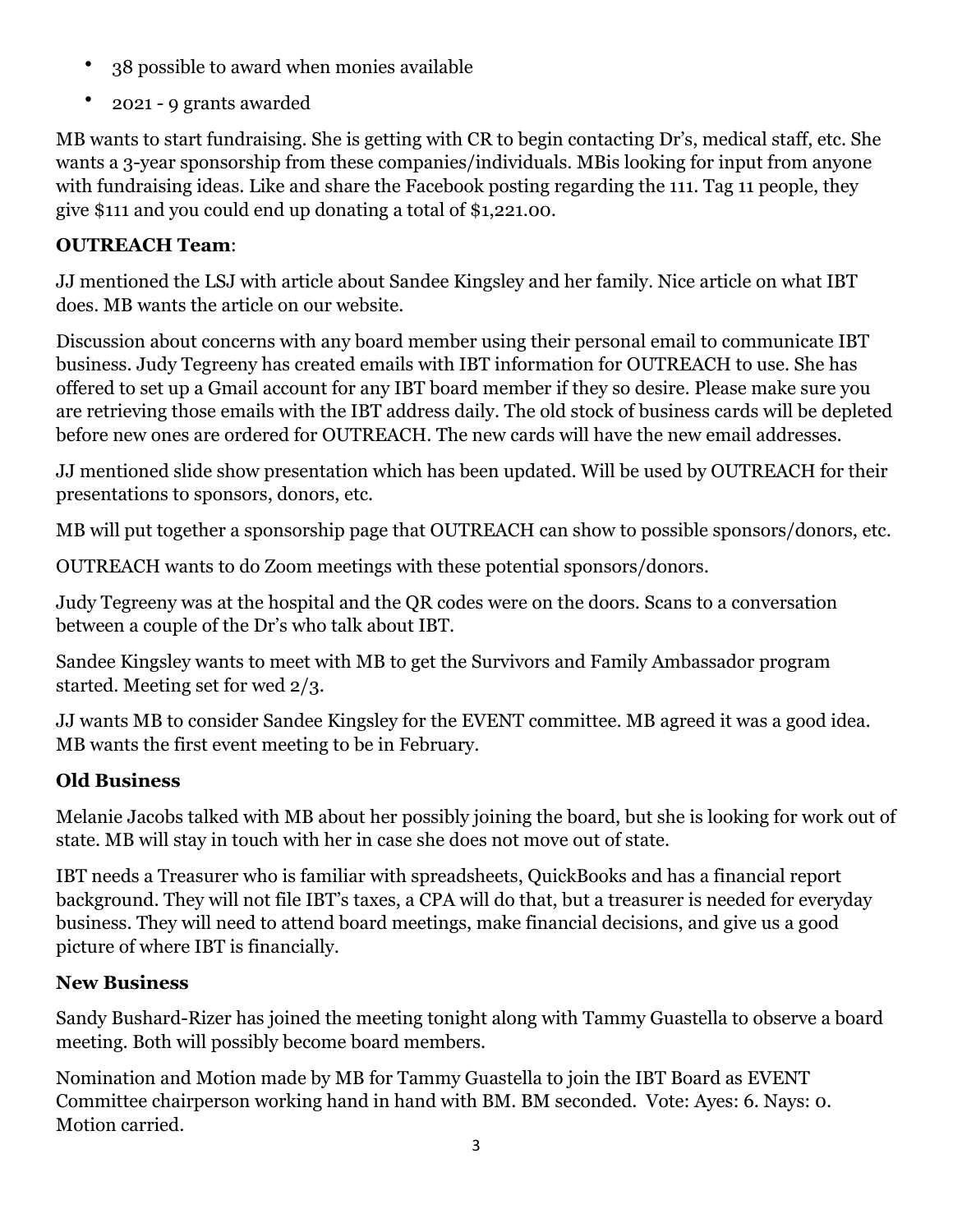- 38 possible to award when monies available
- 2021 - 9 grants awarded

MB wants to start fundraising. She is getting with CR to begin contacting Dr's, medical staff, etc. She wants a 3-year sponsorship from these companies/individuals. MBis looking for input from anyone with fundraising ideas. Like and share the Facebook posting regarding the 111. Tag 11 people, they give $111 and you could end up donating a total of $1,221.00.

**OUTREACH Team**:

JJ mentioned the LSJ with article about Sandee Kingsley and her family. Nice article on what IBT does. MB wants the article on our website.

Discussion about concerns with any board member using their personal email to communicate IBT business. Judy Tegreeny has created emails with IBT information for OUTREACH to use. She has offered to set up a Gmail account for any IBT board member if they so desire. Please make sure you are retrieving those emails with the IBT address daily. The old stock of business cards will be depleted before new ones are ordered for OUTREACH. The new cards will have the new email addresses.

JJ mentioned slide show presentation which has been updated. Will be used by OUTREACH for their presentations to sponsors, donors, etc.

MB will put together a sponsorship page that OUTREACH can show to possible sponsors/donors, etc.

OUTREACH wants to do Zoom meetings with these potential sponsors/donors.

Judy Tegreeny was at the hospital and the QR codes were on the doors. Scans to a conversation between a couple of the Dr's who talk about IBT.

Sandee Kingsley wants to meet with MB to get the Survivors and Family Ambassador program started. Meeting set for wed 2/3.

JJ wants MB to consider Sandee Kingsley for the EVENT committee. MB agreed it was a good idea. MB wants the first event meeting to be in February.

### Old Business

Melanie Jacobs talked with MB about her possibly joining the board, but she is looking for work out of state. MB will stay in touch with her in case she does not move out of state.

IBT needs a Treasurer who is familiar with spreadsheets, QuickBooks and has a financial report background. They will not file IBT's taxes, a CPA will do that, but a treasurer is needed for everyday business. They will need to attend board meetings, make financial decisions, and give us a good picture of where IBT is financially.

### New Business

Sandy Bushard-Rizer has joined the meeting tonight along with Tammy Guastella to observe a board meeting. Both will possibly become board members.

Nomination and Motion made by MB for Tammy Guastella to join the IBT Board as EVENT Committee chairperson working hand in hand with BM. BM seconded. Vote: Ayes: 6. Nays: 0. Motion carried.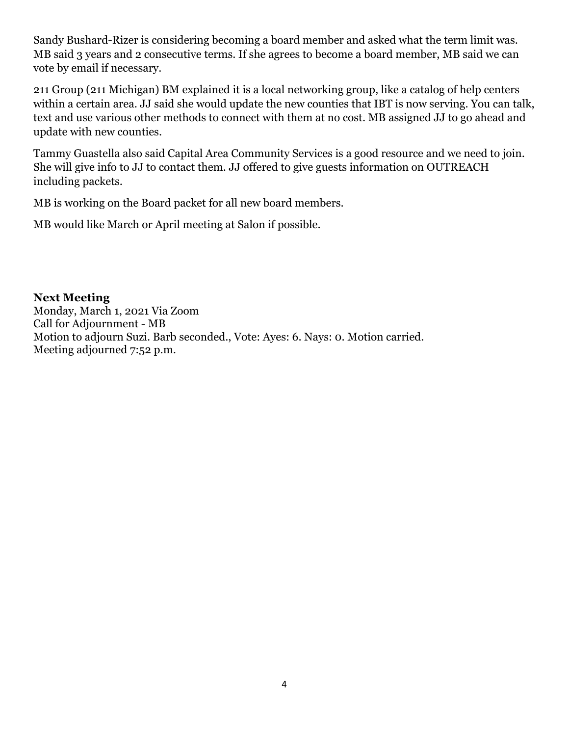Sandy Bushard-Rizer is considering becoming a board member and asked what the term limit was. MB said 3 years and 2 consecutive terms. If she agrees to become a board member, MB said we can vote by email if necessary.

211 Group (211 Michigan) BM explained it is a local networking group, like a catalog of help centers within a certain area. JJ said she would update the new counties that IBT is now serving. You can talk, text and use various other methods to connect with them at no cost. MB assigned JJ to go ahead and update with new counties.

Tammy Guastella also said Capital Area Community Services is a good resource and we need to join. She will give info to JJ to contact them. JJ offered to give guests information on OUTREACH including packets.

MB is working on the Board packet for all new board members.

MB would like March or April meeting at Salon if possible.

**Next Meeting**
Monday, March 1, 2021 Via Zoom
Call for Adjournment - MB
Motion to adjourn Suzi. Barb seconded., Vote: Ayes: 6. Nays: 0. Motion carried.
Meeting adjourned 7:52 p.m.